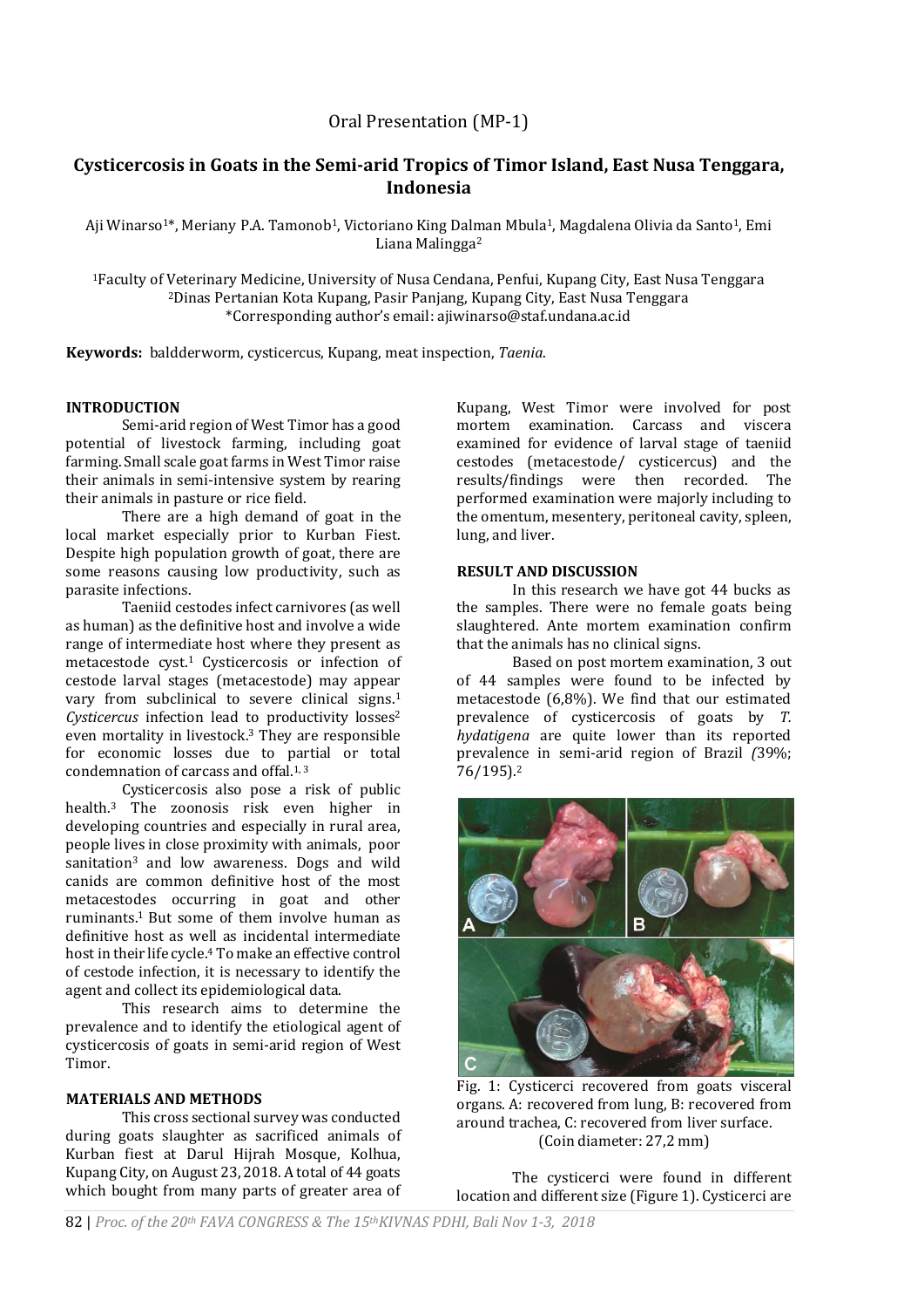Oral Presentation (MP-1)

# Cysticercosis in Goats in the Semi-arid Tropics of Timor Island, East Nusa Tenggara, Indonesia

Aji Winarso[1]*, Meriany P.A. Tamonob[1], Victoriano King Dalman Mbula[1], Magdalena Olivia da Santo[1], Emi Liana Malingga[2]

[1]Faculty of Veterinary Medicine, University of Nusa Cendana, Penfui, Kupang City, East Nusa Tenggara
[2]Dinas Pertanian Kota Kupang, Pasir Panjang, Kupang City, East Nusa Tenggara
*Corresponding author's email: ajiwinarso@staf.undana.ac.id

**Keywords:** baldderworm, cysticercus, Kupang, meat inspection, *Taenia*.

## INTRODUCTION

Semi-arid region of West Timor has a good potential of livestock farming, including goat farming. Small scale goat farms in West Timor raise their animals in semi-intensive system by rearing their animals in pasture or rice field.

There are a high demand of goat in the local market especially prior to Kurban Fiest. Despite high population growth of goat, there are some reasons causing low productivity, such as parasite infections.

Taeniid cestodes infect carnivores (as well as human) as the definitive host and involve a wide range of intermediate host where they present as metacestode cyst.[1] Cysticercosis or infection of cestode larval stages (metacestode) may appear vary from subclinical to severe clinical signs.[1] *Cysticercus* infection lead to productivity losses[2] even mortality in livestock.[3] They are responsible for economic losses due to partial or total condemnation of carcass and offal.[1, 3]

Cysticercosis also pose a risk of public health.[3] The zoonosis risk even higher in developing countries and especially in rural area, people lives in close proximity with animals, poor sanitation[3] and low awareness. Dogs and wild canids are common definitive host of the most metacestodes occurring in goat and other ruminants.[1] But some of them involve human as definitive host as well as incidental intermediate host in their life cycle.[4] To make an effective control of cestode infection, it is necessary to identify the agent and collect its epidemiological data.

This research aims to determine the prevalence and to identify the etiological agent of cysticercosis of goats in semi-arid region of West Timor.

## MATERIALS AND METHODS

This cross sectional survey was conducted during goats slaughter as sacrificed animals of Kurban fiest at Darul Hijrah Mosque, Kolhua, Kupang City, on August 23, 2018. A total of 44 goats which bought from many parts of greater area of Kupang, West Timor were involved for post mortem examination. Carcass and viscera examined for evidence of larval stage of taeniid cestodes (metacestode/ cysticercus) and the results/findings were then recorded. The performed examination were majorly including to the omentum, mesentery, peritoneal cavity, spleen, lung, and liver.

## RESULT AND DISCUSSION

In this research we have got 44 bucks as the samples. There were no female goats being slaughtered. Ante mortem examination confirm that the animals has no clinical signs.

Based on post mortem examination, 3 out of 44 samples were found to be infected by metacestode (6,8%). We find that our estimated prevalence of cysticercosis of goats by *T. hydatigena* are quite lower than its reported prevalence in semi-arid region of Brazil *(*39%; 76/195).[2]

Fig. 1: Cysticerci recovered from goats visceral organs. A: recovered from lung, B: recovered from around trachea, C: recovered from liver surface. (Coin diameter: 27,2 mm)

The cysticerci were found in different location and different size (Figure 1). Cysticerci are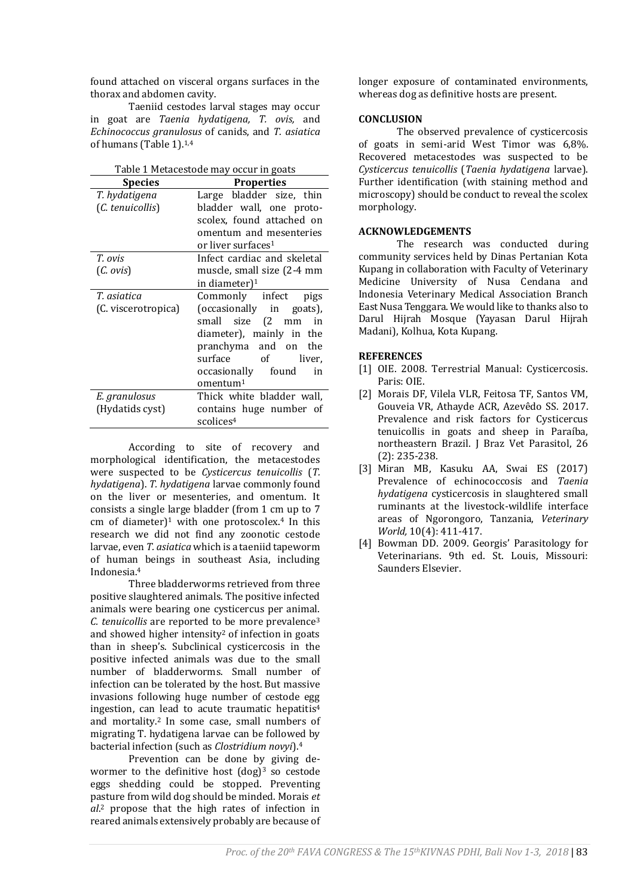found attached on visceral organs surfaces in the thorax and abdomen cavity.

Taeniid cestodes larval stages may occur in goat are *Taenia hydatigena, T. ovis,* and *Echinococcus granulosus* of canids, and *T. asiatica* of humans (Table 1).[1,4]

Table 1 Metacestode may occur in goats

| Species | Properties |
|---|---|
| *T. hydatigena* (*C. tenuicollis*) | Large bladder size, thin bladder wall, one proto-scolex, found attached on omentum and mesenteries or liver surfaces[1] |
| *T. ovis* (*C. ovis*) | Infect cardiac and skeletal muscle, small size (2-4 mm in diameter)[1] |
| *T. asiatica* (C. viscerotropica) | Commonly infect pigs (occasionally in goats), small size (2 mm in diameter), mainly in the pranchyma and on the surface of liver, occasionally found in omentum[1] |
| *E. granulosus* (Hydatids cyst) | Thick white bladder wall, contains huge number of scolices[4] |

According to site of recovery and morphological identification, the metacestodes were suspected to be *Cysticercus tenuicollis* (*T. hydatigena*). *T. hydatigena* larvae commonly found on the liver or mesenteries, and omentum. It consists a single large bladder (from 1 cm up to 7 cm of diameter)[1] with one protoscolex.[4] In this research we did not find any zoonotic cestode larvae, even *T. asiatica* which is a taeniid tapeworm of human beings in southeast Asia, including Indonesia.[4]

Three bladderworms retrieved from three positive slaughtered animals. The positive infected animals were bearing one cysticercus per animal. *C. tenuicollis* are reported to be more prevalence[3] and showed higher intensity[2] of infection in goats than in sheep's. Subclinical cysticercosis in the positive infected animals was due to the small number of bladderworms. Small number of infection can be tolerated by the host. But massive invasions following huge number of cestode egg ingestion, can lead to acute traumatic hepatitis[4] and mortality.[2] In some case, small numbers of migrating T. hydatigena larvae can be followed by bacterial infection (such as *Clostridium novyi*).[4]

Prevention can be done by giving de-wormer to the definitive host (dog)[3] so cestode eggs shedding could be stopped. Preventing pasture from wild dog should be minded. Morais *et al*.[2] propose that the high rates of infection in reared animals extensively probably are because of longer exposure of contaminated environments, whereas dog as definitive hosts are present.

## CONCLUSION

The observed prevalence of cysticercosis of goats in semi-arid West Timor was 6,8%. Recovered metacestodes was suspected to be *Cysticercus tenuicollis* (*Taenia hydatigena* larvae). Further identification (with staining method and microscopy) should be conduct to reveal the scolex morphology.

## ACKNOWLEDGEMENTS

The research was conducted during community services held by Dinas Pertanian Kota Kupang in collaboration with Faculty of Veterinary Medicine University of Nusa Cendana and Indonesia Veterinary Medical Association Branch East Nusa Tenggara. We would like to thanks also to Darul Hijrah Mosque (Yayasan Darul Hijrah Madani), Kolhua, Kota Kupang.

## REFERENCES

[1] OIE. 2008. Terrestrial Manual: Cysticercosis. Paris: OIE.

[2] Morais DF, Vilela VLR, Feitosa TF, Santos VM, Gouveia VR, Athayde ACR, Azevêdo SS. 2017. Prevalence and risk factors for Cysticercus tenuicollis in goats and sheep in Paraíba, northeastern Brazil. J Braz Vet Parasitol, 26 (2): 235-238.

[3] Miran MB, Kasuku AA, Swai ES (2017) Prevalence of echinococcosis and *Taenia hydatigena* cysticercosis in slaughtered small ruminants at the livestock-wildlife interface areas of Ngorongoro, Tanzania, *Veterinary World,* 10(4): 411-417.

[4] Bowman DD. 2009. Georgis' Parasitology for Veterinarians. 9th ed. St. Louis, Missouri: Saunders Elsevier.